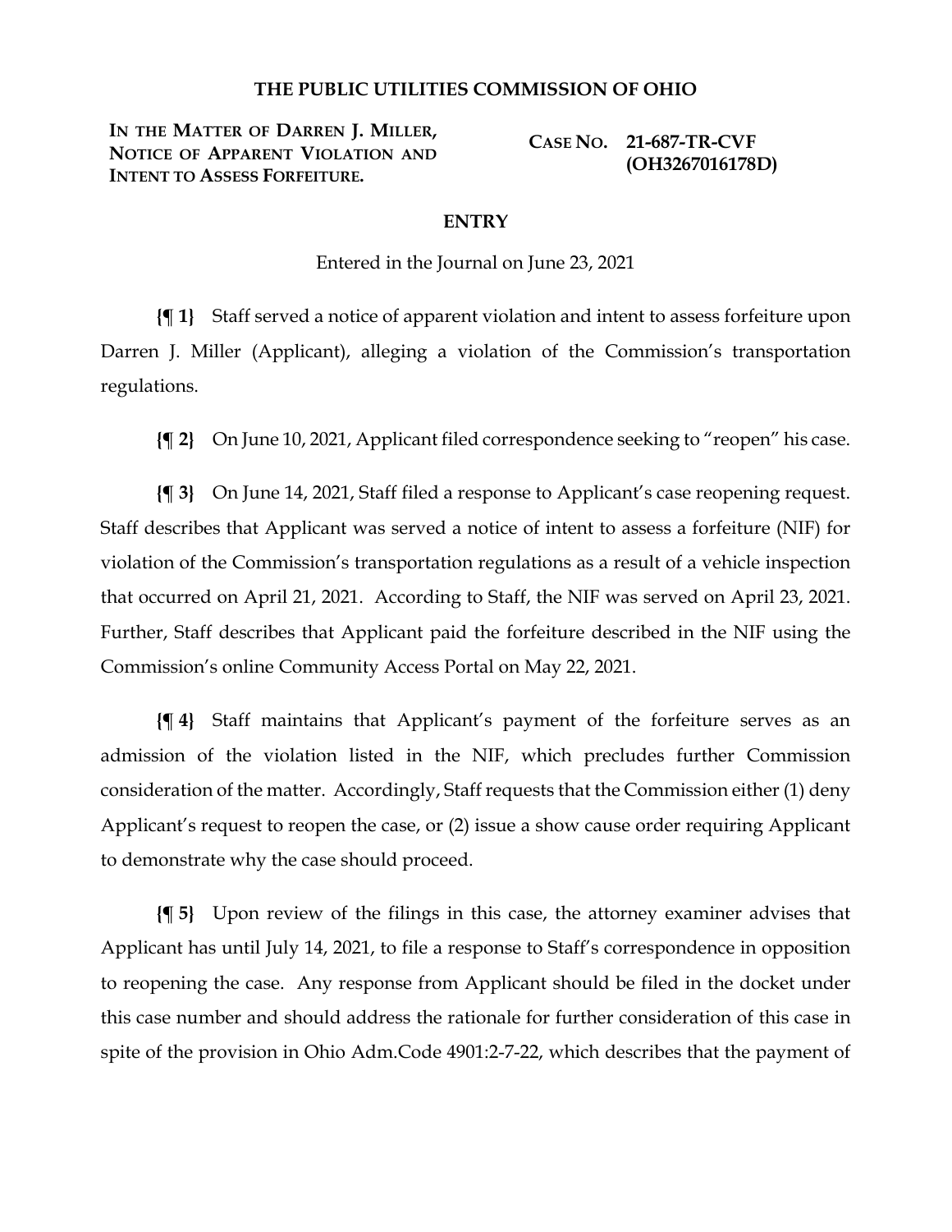# THE PUBLIC UTILITIES COMMISSION OF OHIO

**IN THE MATTER OF DARREN J. MILLER, NOTICE OF APPARENT VIOLATION AND INTENT TO ASSESS FORFEITURE.**

**CASE NO. 21-687-TR-CVF (OH3267016178D)**

## ENTRY

Entered in the Journal on June 23, 2021

**{¶ 1}** Staff served a notice of apparent violation and intent to assess forfeiture upon Darren J. Miller (Applicant), alleging a violation of the Commission's transportation regulations.

**{¶ 2}** On June 10, 2021, Applicant filed correspondence seeking to "reopen" his case.

**{¶ 3}** On June 14, 2021, Staff filed a response to Applicant's case reopening request. Staff describes that Applicant was served a notice of intent to assess a forfeiture (NIF) for violation of the Commission's transportation regulations as a result of a vehicle inspection that occurred on April 21, 2021. According to Staff, the NIF was served on April 23, 2021. Further, Staff describes that Applicant paid the forfeiture described in the NIF using the Commission's online Community Access Portal on May 22, 2021.

**{¶ 4}** Staff maintains that Applicant's payment of the forfeiture serves as an admission of the violation listed in the NIF, which precludes further Commission consideration of the matter. Accordingly, Staff requests that the Commission either (1) deny Applicant's request to reopen the case, or (2) issue a show cause order requiring Applicant to demonstrate why the case should proceed.

**{¶ 5}** Upon review of the filings in this case, the attorney examiner advises that Applicant has until July 14, 2021, to file a response to Staff's correspondence in opposition to reopening the case. Any response from Applicant should be filed in the docket under this case number and should address the rationale for further consideration of this case in spite of the provision in Ohio Adm.Code 4901:2-7-22, which describes that the payment of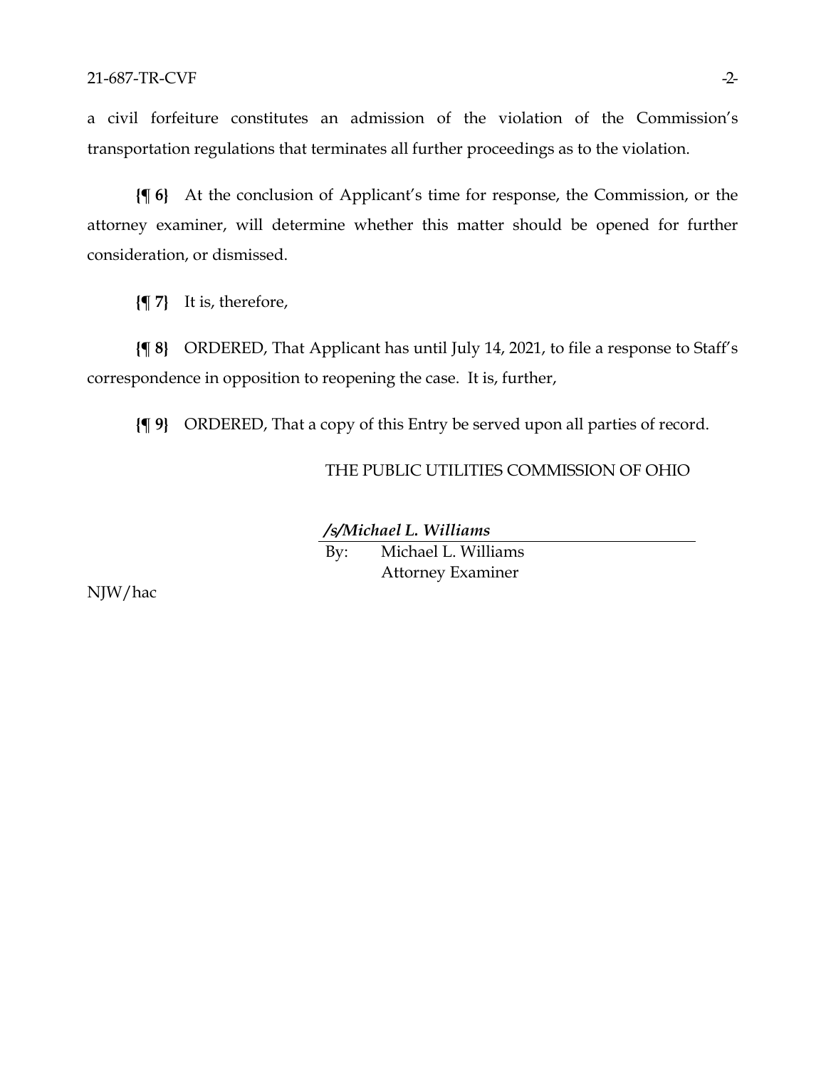a civil forfeiture constitutes an admission of the violation of the Commission's transportation regulations that terminates all further proceedings as to the violation.

**{¶ 6}** At the conclusion of Applicant's time for response, the Commission, or the attorney examiner, will determine whether this matter should be opened for further consideration, or dismissed.

**{¶ 7}** It is, therefore,

**{¶ 8}** ORDERED, That Applicant has until July 14, 2021, to file a response to Staff's correspondence in opposition to reopening the case. It is, further,

**{¶ 9}** ORDERED, That a copy of this Entry be served upon all parties of record.

THE PUBLIC UTILITIES COMMISSION OF OHIO

***/s/Michael L. Williams***

By: Michael L. Williams
Attorney Examiner

NJW/hac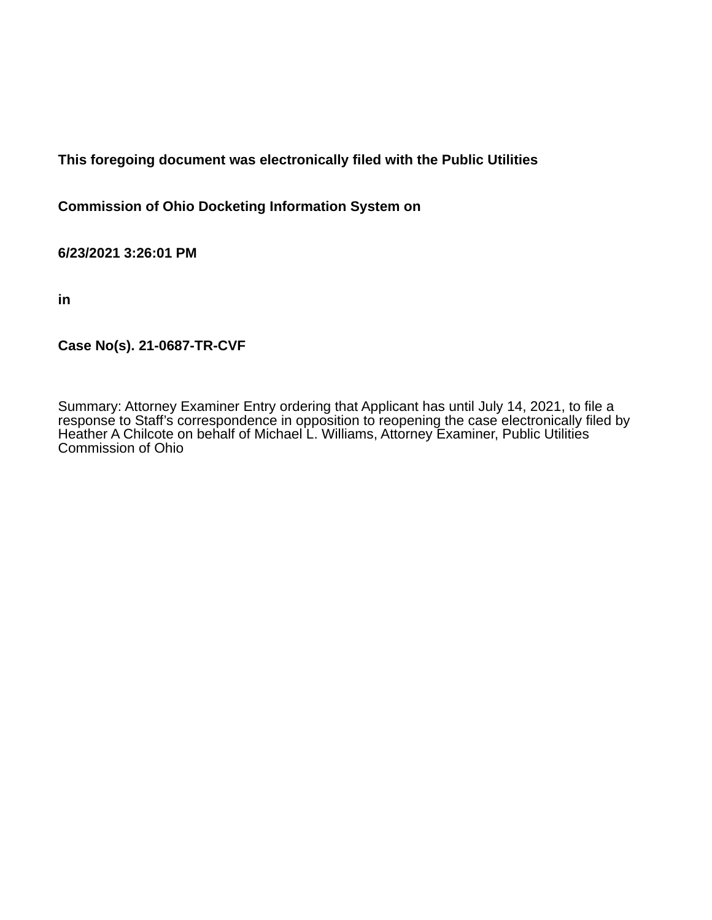**This foregoing document was electronically filed with the Public Utilities**

**Commission of Ohio Docketing Information System on**

**6/23/2021 3:26:01 PM**

**in**

**Case No(s). 21-0687-TR-CVF**

Summary: Attorney Examiner Entry ordering that Applicant has until July 14, 2021, to file a response to Staff's correspondence in opposition to reopening the case electronically filed by Heather A Chilcote on behalf of Michael L. Williams, Attorney Examiner, Public Utilities Commission of Ohio